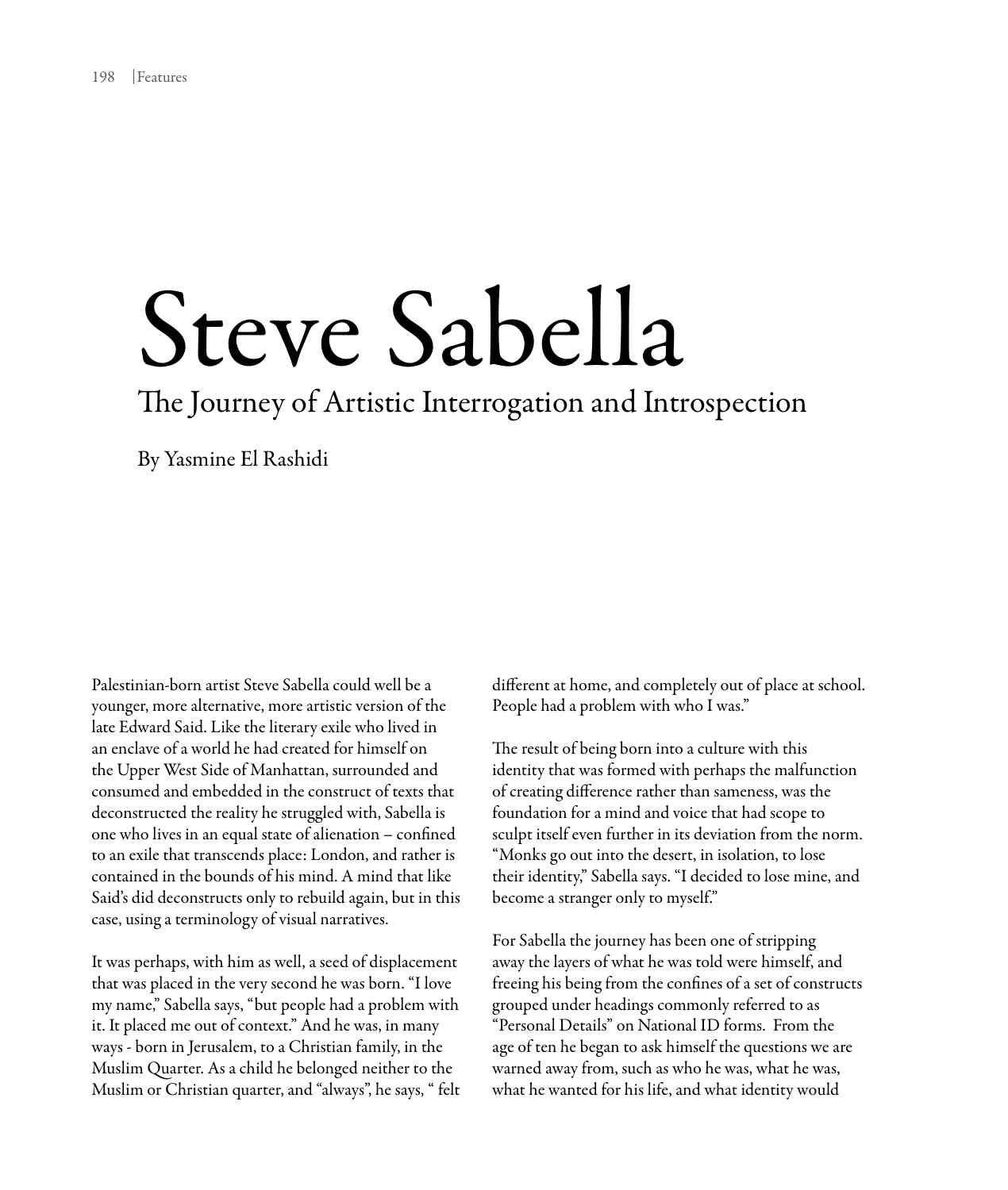# Steve Sabella

## The Journey of Artistic Interrogation and Introspection

By Yasmine El Rashidi

Palestinian-born artist Steve Sabella could well be a younger, more alternative, more artistic version of the late Edward Said. Like the literary exile who lived in an enclave of a world he had created for himself on the Upper West Side of Manhattan, surrounded and consumed and embedded in the construct of texts that deconstructed the reality he struggled with, Sabella is one who lives in an equal state of alienation – confined to an exile that transcends place: London, and rather is contained in the bounds of his mind. A mind that like Said's did deconstructs only to rebuild again, but in this case, using a terminology of visual narratives.

It was perhaps, with him as well, a seed of displacement that was placed in the very second he was born. "I love my name," Sabella says, "but people had a problem with it. It placed me out of context." And he was, in many ways - born in Jerusalem, to a Christian family, in the Muslim Quarter. As a child he belonged neither to the Muslim or Christian quarter, and "always", he says, " felt different at home, and completely out of place at school. People had a problem with who I was."

The result of being born into a culture with this identity that was formed with perhaps the malfunction of creating difference rather than sameness, was the foundation for a mind and voice that had scope to sculpt itself even further in its deviation from the norm. "Monks go out into the desert, in isolation, to lose their identity," Sabella says. "I decided to lose mine, and become a stranger only to myself."

For Sabella the journey has been one of stripping away the layers of what he was told were himself, and freeing his being from the confines of a set of constructs grouped under headings commonly referred to as "Personal Details" on National ID forms. From the age of ten he began to ask himself the questions we are warned away from, such as who he was, what he was, what he wanted for his life, and what identity would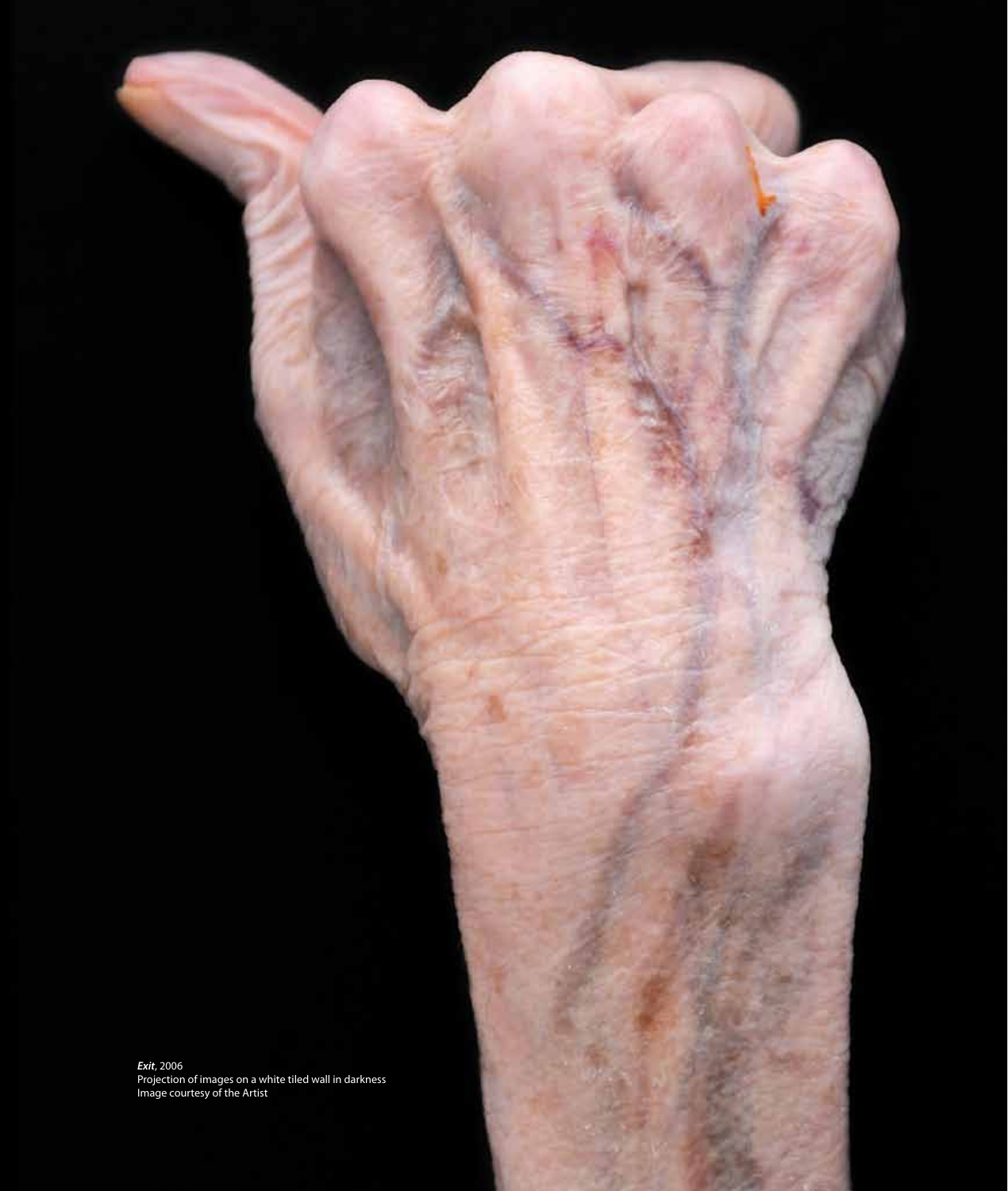***Exit***, 2006
Projection of images on a white tiled wall in darkness
Image courtesy of the Artist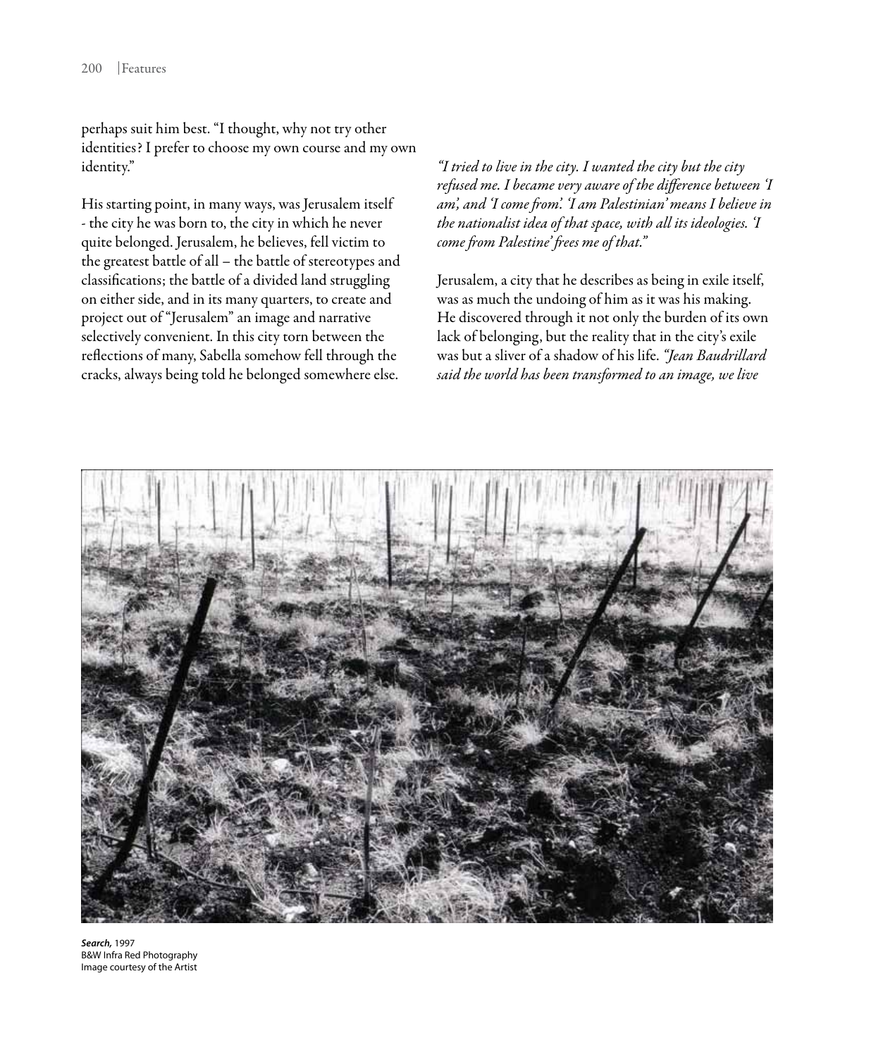perhaps suit him best. "I thought, why not try other identities? I prefer to choose my own course and my own identity."

His starting point, in many ways, was Jerusalem itself - the city he was born to, the city in which he never quite belonged. Jerusalem, he believes, fell victim to the greatest battle of all – the battle of stereotypes and classifications; the battle of a divided land struggling on either side, and in its many quarters, to create and project out of "Jerusalem" an image and narrative selectively convenient. In this city torn between the reflections of many, Sabella somehow fell through the cracks, always being told he belonged somewhere else.

*"I tried to live in the city. I wanted the city but the city refused me. I became very aware of the difference between 'I am', and 'I come from'. 'I am Palestinian' means I believe in the nationalist idea of that space, with all its ideologies. 'I come from Palestine' frees me of that."*

Jerusalem, a city that he describes as being in exile itself, was as much the undoing of him as it was his making. He discovered through it not only the burden of its own lack of belonging, but the reality that in the city's exile was but a sliver of a shadow of his life. *"Jean Baudrillard said the world has been transformed to an image, we live*

***Search,*** **1997**
B&W Infra Red Photography
Image courtesy of the Artist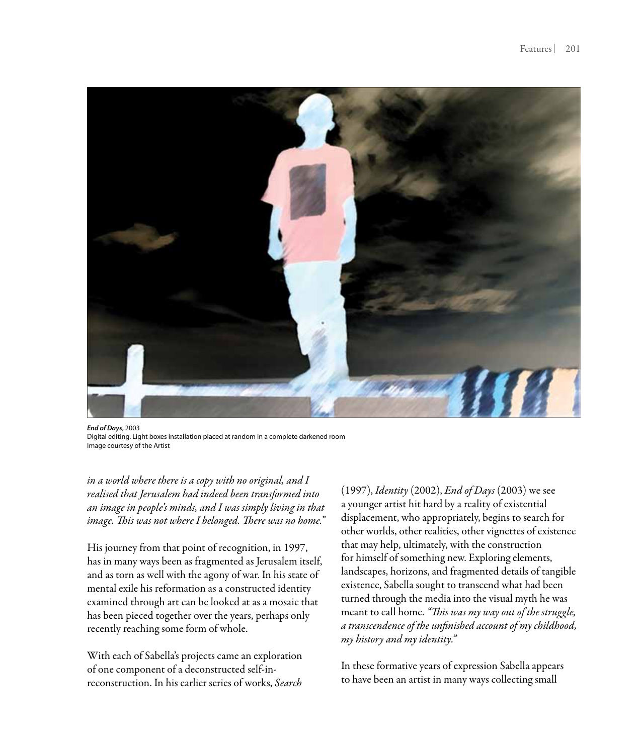***End of Days***, 2003
Digital editing. Light boxes installation placed at random in a complete darkened room
Image courtesy of the Artist

*in a world where there is a copy with no original, and I realised that Jerusalem had indeed been transformed into an image in people's minds, and I was simply living in that image. This was not where I belonged. There was no home."*

His journey from that point of recognition, in 1997, has in many ways been as fragmented as Jerusalem itself, and as torn as well with the agony of war. In his state of mental exile his reformation as a constructed identity examined through art can be looked at as a mosaic that has been pieced together over the years, perhaps only recently reaching some form of whole.

With each of Sabella's projects came an exploration of one component of a deconstructed self-in-reconstruction. In his earlier series of works, *Search* (1997), *Identity* (2002), *End of Days* (2003) we see a younger artist hit hard by a reality of existential displacement, who appropriately, begins to search for other worlds, other realities, other vignettes of existence that may help, ultimately, with the construction for himself of something new. Exploring elements, landscapes, horizons, and fragmented details of tangible existence, Sabella sought to transcend what had been turned through the media into the visual myth he was meant to call home. *"This was my way out of the struggle, a transcendence of the unfinished account of my childhood, my history and my identity."*

In these formative years of expression Sabella appears to have been an artist in many ways collecting small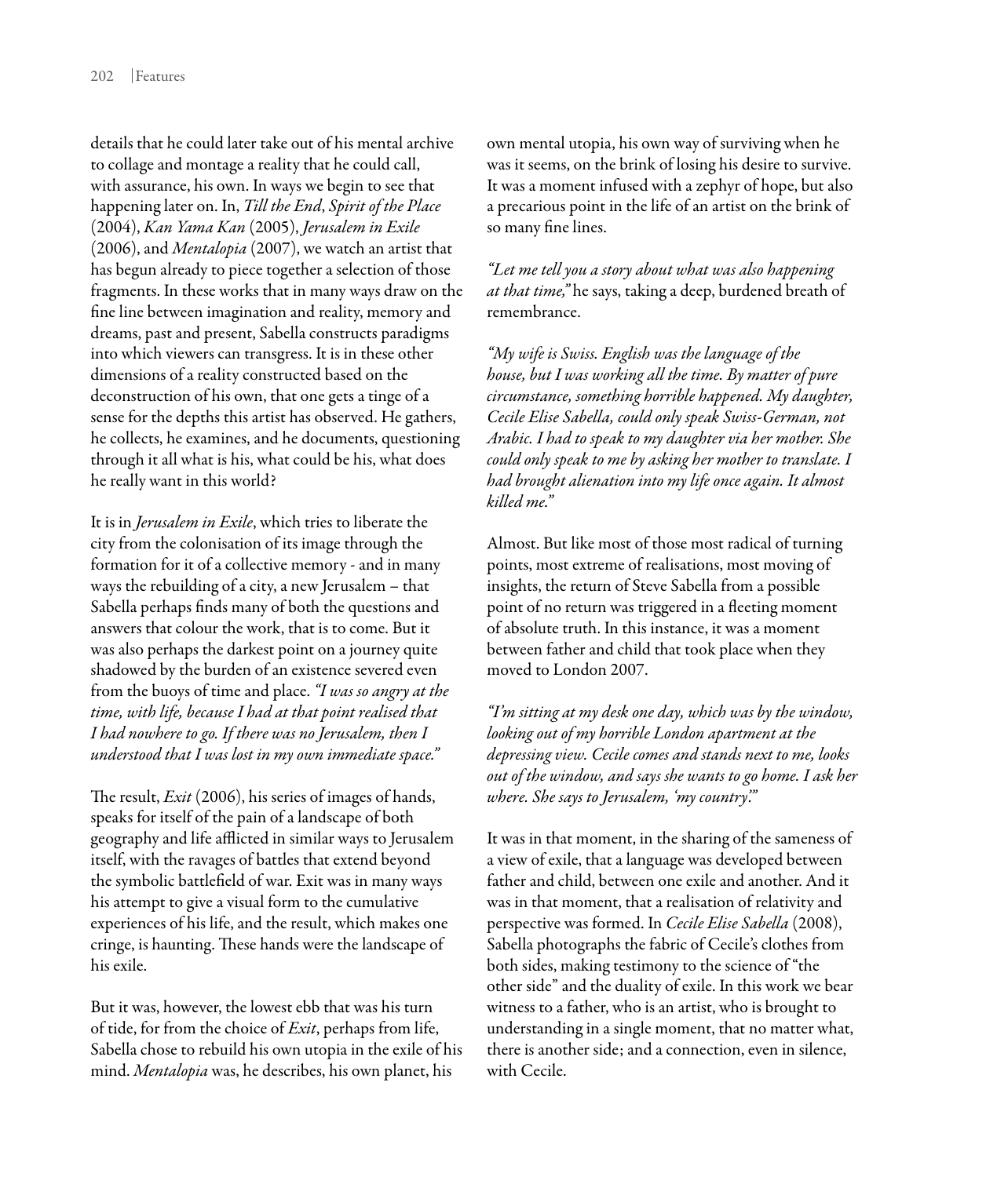details that he could later take out of his mental archive to collage and montage a reality that he could call, with assurance, his own. In ways we begin to see that happening later on. In, *Till the End*, *Spirit of the Place* (2004), *Kan Yama Kan* (2005), *Jerusalem in Exile* (2006), and *Mentalopia* (2007), we watch an artist that has begun already to piece together a selection of those fragments. In these works that in many ways draw on the fine line between imagination and reality, memory and dreams, past and present, Sabella constructs paradigms into which viewers can transgress. It is in these other dimensions of a reality constructed based on the deconstruction of his own, that one gets a tinge of a sense for the depths this artist has observed. He gathers, he collects, he examines, and he documents, questioning through it all what is his, what could be his, what does he really want in this world?

It is in *Jerusalem in Exile*, which tries to liberate the city from the colonisation of its image through the formation for it of a collective memory - and in many ways the rebuilding of a city, a new Jerusalem – that Sabella perhaps finds many of both the questions and answers that colour the work, that is to come. But it was also perhaps the darkest point on a journey quite shadowed by the burden of an existence severed even from the buoys of time and place. *"I was so angry at the time, with life, because I had at that point realised that I had nowhere to go. If there was no Jerusalem, then I understood that I was lost in my own immediate space."*

The result, *Exit* (2006), his series of images of hands, speaks for itself of the pain of a landscape of both geography and life afflicted in similar ways to Jerusalem itself, with the ravages of battles that extend beyond the symbolic battlefield of war. Exit was in many ways his attempt to give a visual form to the cumulative experiences of his life, and the result, which makes one cringe, is haunting. These hands were the landscape of his exile.

But it was, however, the lowest ebb that was his turn of tide, for from the choice of *Exit*, perhaps from life, Sabella chose to rebuild his own utopia in the exile of his mind. *Mentalopia* was, he describes, his own planet, his own mental utopia, his own way of surviving when he was it seems, on the brink of losing his desire to survive. It was a moment infused with a zephyr of hope, but also a precarious point in the life of an artist on the brink of so many fine lines.

*"Let me tell you a story about what was also happening at that time,"* he says, taking a deep, burdened breath of remembrance.

*"My wife is Swiss. English was the language of the house, but I was working all the time. By matter of pure circumstance, something horrible happened. My daughter, Cecile Elise Sabella, could only speak Swiss-German, not Arabic. I had to speak to my daughter via her mother. She could only speak to me by asking her mother to translate. I had brought alienation into my life once again. It almost killed me."*

Almost. But like most of those most radical of turning points, most extreme of realisations, most moving of insights, the return of Steve Sabella from a possible point of no return was triggered in a fleeting moment of absolute truth. In this instance, it was a moment between father and child that took place when they moved to London 2007.

*"I'm sitting at my desk one day, which was by the window, looking out of my horrible London apartment at the depressing view. Cecile comes and stands next to me, looks out of the window, and says she wants to go home. I ask her where. She says to Jerusalem, 'my country'."*

It was in that moment, in the sharing of the sameness of a view of exile, that a language was developed between father and child, between one exile and another. And it was in that moment, that a realisation of relativity and perspective was formed. In *Cecile Elise Sabella* (2008), Sabella photographs the fabric of Cecile's clothes from both sides, making testimony to the science of "the other side" and the duality of exile. In this work we bear witness to a father, who is an artist, who is brought to understanding in a single moment, that no matter what, there is another side; and a connection, even in silence, with Cecile.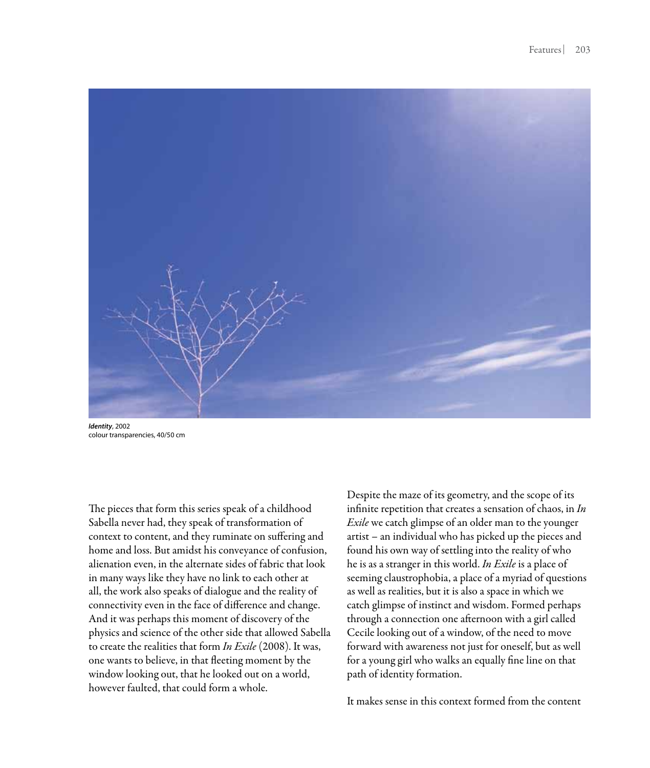***Identity***, 2002
colour transparencies, 40/50 cm

The pieces that form this series speak of a childhood Sabella never had, they speak of transformation of context to content, and they ruminate on suffering and home and loss. But amidst his conveyance of confusion, alienation even, in the alternate sides of fabric that look in many ways like they have no link to each other at all, the work also speaks of dialogue and the reality of connectivity even in the face of difference and change. And it was perhaps this moment of discovery of the physics and science of the other side that allowed Sabella to create the realities that form *In Exile* (2008). It was, one wants to believe, in that fleeting moment by the window looking out, that he looked out on a world, however faulted, that could form a whole.

Despite the maze of its geometry, and the scope of its infinite repetition that creates a sensation of chaos, in *In Exile* we catch glimpse of an older man to the younger artist – an individual who has picked up the pieces and found his own way of settling into the reality of who he is as a stranger in this world. *In Exile* is a place of seeming claustrophobia, a place of a myriad of questions as well as realities, but it is also a space in which we catch glimpse of instinct and wisdom. Formed perhaps through a connection one afternoon with a girl called Cecile looking out of a window, of the need to move forward with awareness not just for oneself, but as well for a young girl who walks an equally fine line on that path of identity formation.

It makes sense in this context formed from the content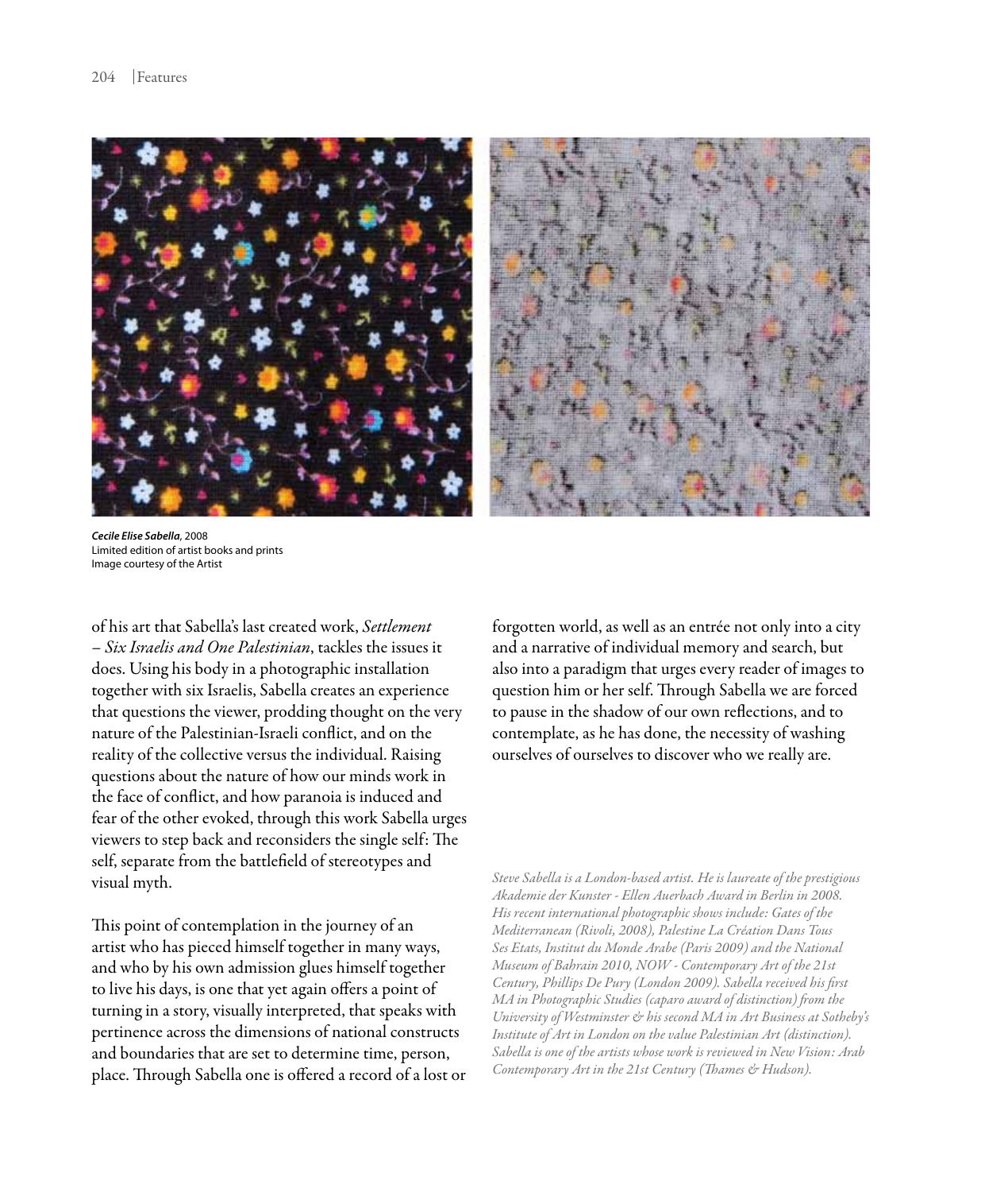***Cecile Elise Sabella***, 2008
Limited edition of artist books and prints
Image courtesy of the Artist

of his art that Sabella's last created work, *Settlement – Six Israelis and One Palestinian*, tackles the issues it does. Using his body in a photographic installation together with six Israelis, Sabella creates an experience that questions the viewer, prodding thought on the very nature of the Palestinian-Israeli conflict, and on the reality of the collective versus the individual. Raising questions about the nature of how our minds work in the face of conflict, and how paranoia is induced and fear of the other evoked, through this work Sabella urges viewers to step back and reconsiders the single self: The self, separate from the battlefield of stereotypes and visual myth.

This point of contemplation in the journey of an artist who has pieced himself together in many ways, and who by his own admission glues himself together to live his days, is one that yet again offers a point of turning in a story, visually interpreted, that speaks with pertinence across the dimensions of national constructs and boundaries that are set to determine time, person, place. Through Sabella one is offered a record of a lost or forgotten world, as well as an entrée not only into a city and a narrative of individual memory and search, but also into a paradigm that urges every reader of images to question him or her self. Through Sabella we are forced to pause in the shadow of our own reflections, and to contemplate, as he has done, the necessity of washing ourselves of ourselves to discover who we really are.

*Steve Sabella is a London-based artist. He is laureate of the prestigious Akademie der Kunster - Ellen Auerbach Award in Berlin in 2008. His recent international photographic shows include: Gates of the Mediterranean (Rivoli, 2008), Palestine La Création Dans Tous Ses Etats, Institut du Monde Arabe (Paris 2009) and the National Museum of Bahrain 2010, NOW - Contemporary Art of the 21st Century, Phillips De Pury (London 2009). Sabella received his first MA in Photographic Studies (caparo award of distinction) from the University of Westminster & his second MA in Art Business at Sotheby's Institute of Art in London on the value Palestinian Art (distinction). Sabella is one of the artists whose work is reviewed in New Vision: Arab Contemporary Art in the 21st Century (Thames & Hudson).*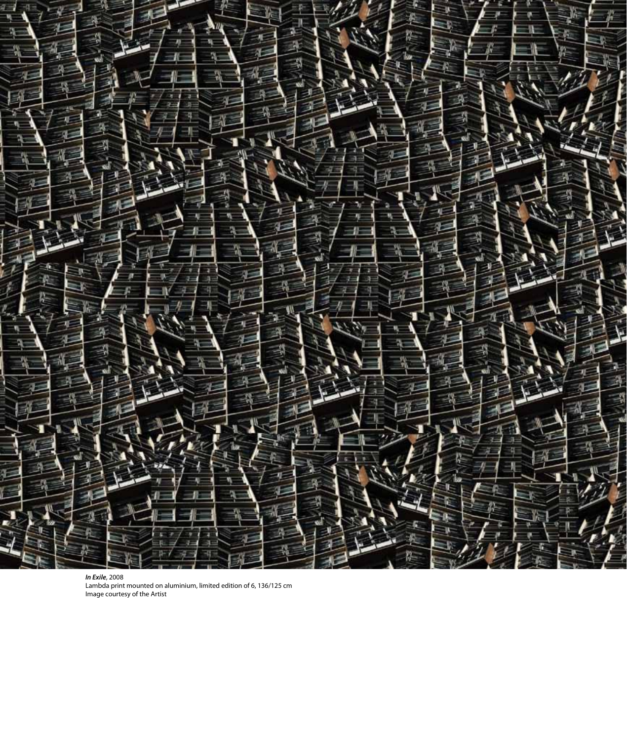***In Exile***, 2008
Lambda print mounted on aluminium, limited edition of 6, 136/125 cm
Image courtesy of the Artist